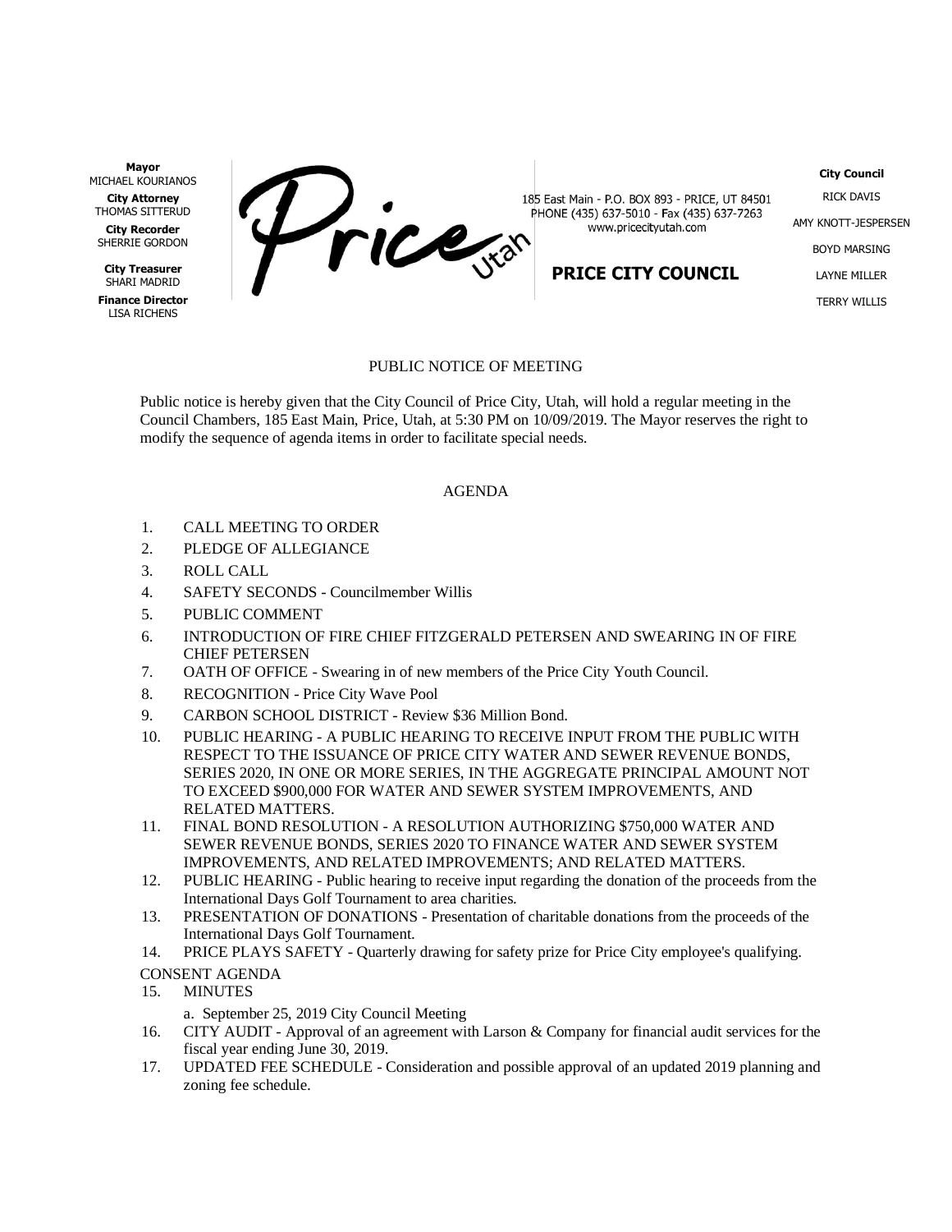**Mayor**
MICHAEL KOURIANOS

**City Attorney**
THOMAS SITTERUD

**City Recorder**
SHERRIE GORDON

**City Treasurer**
SHARI MADRID

**Finance Director**
LISA RICHENS

Price Utah

185 East Main - P.O. BOX 893 - PRICE, UT 84501
PHONE (435) 637-5010 - Fax (435) 637-7263
www.pricecityutah.com

**PRICE CITY COUNCIL**

**City Council**
RICK DAVIS
AMY KNOTT-JESPERSEN
BOYD MARSING
LAYNE MILLER
TERRY WILLIS

PUBLIC NOTICE OF MEETING

Public notice is hereby given that the City Council of Price City, Utah, will hold a regular meeting in the Council Chambers, 185 East Main, Price, Utah, at 5:30 PM on 10/09/2019. The Mayor reserves the right to modify the sequence of agenda items in order to facilitate special needs.

AGENDA

1. CALL MEETING TO ORDER
2. PLEDGE OF ALLEGIANCE
3. ROLL CALL
4. SAFETY SECONDS - Councilmember Willis
5. PUBLIC COMMENT
6. INTRODUCTION OF FIRE CHIEF FITZGERALD PETERSEN AND SWEARING IN OF FIRE CHIEF PETERSEN
7. OATH OF OFFICE - Swearing in of new members of the Price City Youth Council.
8. RECOGNITION - Price City Wave Pool
9. CARBON SCHOOL DISTRICT - Review $36 Million Bond.
10. PUBLIC HEARING - A PUBLIC HEARING TO RECEIVE INPUT FROM THE PUBLIC WITH RESPECT TO THE ISSUANCE OF PRICE CITY WATER AND SEWER REVENUE BONDS, SERIES 2020, IN ONE OR MORE SERIES, IN THE AGGREGATE PRINCIPAL AMOUNT NOT TO EXCEED $900,000 FOR WATER AND SEWER SYSTEM IMPROVEMENTS, AND RELATED MATTERS.
11. FINAL BOND RESOLUTION - A RESOLUTION AUTHORIZING $750,000 WATER AND SEWER REVENUE BONDS, SERIES 2020 TO FINANCE WATER AND SEWER SYSTEM IMPROVEMENTS, AND RELATED IMPROVEMENTS; AND RELATED MATTERS.
12. PUBLIC HEARING - Public hearing to receive input regarding the donation of the proceeds from the International Days Golf Tournament to area charities.
13. PRESENTATION OF DONATIONS - Presentation of charitable donations from the proceeds of the International Days Golf Tournament.
14. PRICE PLAYS SAFETY - Quarterly drawing for safety prize for Price City employee's qualifying.

CONSENT AGENDA

15. MINUTES
    a. September 25, 2019 City Council Meeting
16. CITY AUDIT - Approval of an agreement with Larson & Company for financial audit services for the fiscal year ending June 30, 2019.
17. UPDATED FEE SCHEDULE - Consideration and possible approval of an updated 2019 planning and zoning fee schedule.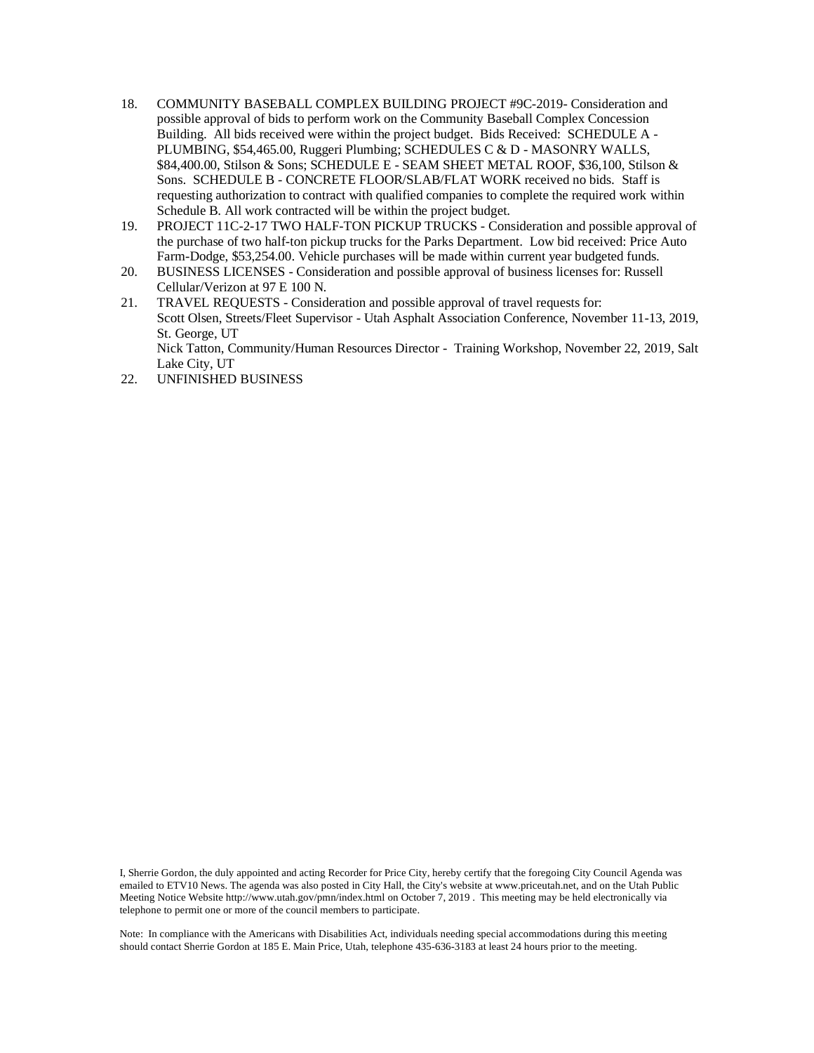18. COMMUNITY BASEBALL COMPLEX BUILDING PROJECT #9C-2019- Consideration and possible approval of bids to perform work on the Community Baseball Complex Concession Building. All bids received were within the project budget. Bids Received: SCHEDULE A - PLUMBING, $54,465.00, Ruggeri Plumbing; SCHEDULES C & D - MASONRY WALLS, $84,400.00, Stilson & Sons; SCHEDULE E - SEAM SHEET METAL ROOF, $36,100, Stilson & Sons. SCHEDULE B - CONCRETE FLOOR/SLAB/FLAT WORK received no bids. Staff is requesting authorization to contract with qualified companies to complete the required work within Schedule B. All work contracted will be within the project budget.
19. PROJECT 11C-2-17 TWO HALF-TON PICKUP TRUCKS - Consideration and possible approval of the purchase of two half-ton pickup trucks for the Parks Department. Low bid received: Price Auto Farm-Dodge, $53,254.00. Vehicle purchases will be made within current year budgeted funds.
20. BUSINESS LICENSES - Consideration and possible approval of business licenses for: Russell Cellular/Verizon at 97 E 100 N.
21. TRAVEL REQUESTS - Consideration and possible approval of travel requests for:
    Scott Olsen, Streets/Fleet Supervisor - Utah Asphalt Association Conference, November 11-13, 2019, St. George, UT
    Nick Tatton, Community/Human Resources Director - Training Workshop, November 22, 2019, Salt Lake City, UT
22. UNFINISHED BUSINESS

I, Sherrie Gordon, the duly appointed and acting Recorder for Price City, hereby certify that the foregoing City Council Agenda was emailed to ETV10 News. The agenda was also posted in City Hall, the City's website at www.priceutah.net, and on the Utah Public Meeting Notice Website http://www.utah.gov/pmn/index.html on October 7, 2019 . This meeting may be held electronically via telephone to permit one or more of the council members to participate.

Note: In compliance with the Americans with Disabilities Act, individuals needing special accommodations during this meeting should contact Sherrie Gordon at 185 E. Main Price, Utah, telephone 435-636-3183 at least 24 hours prior to the meeting.